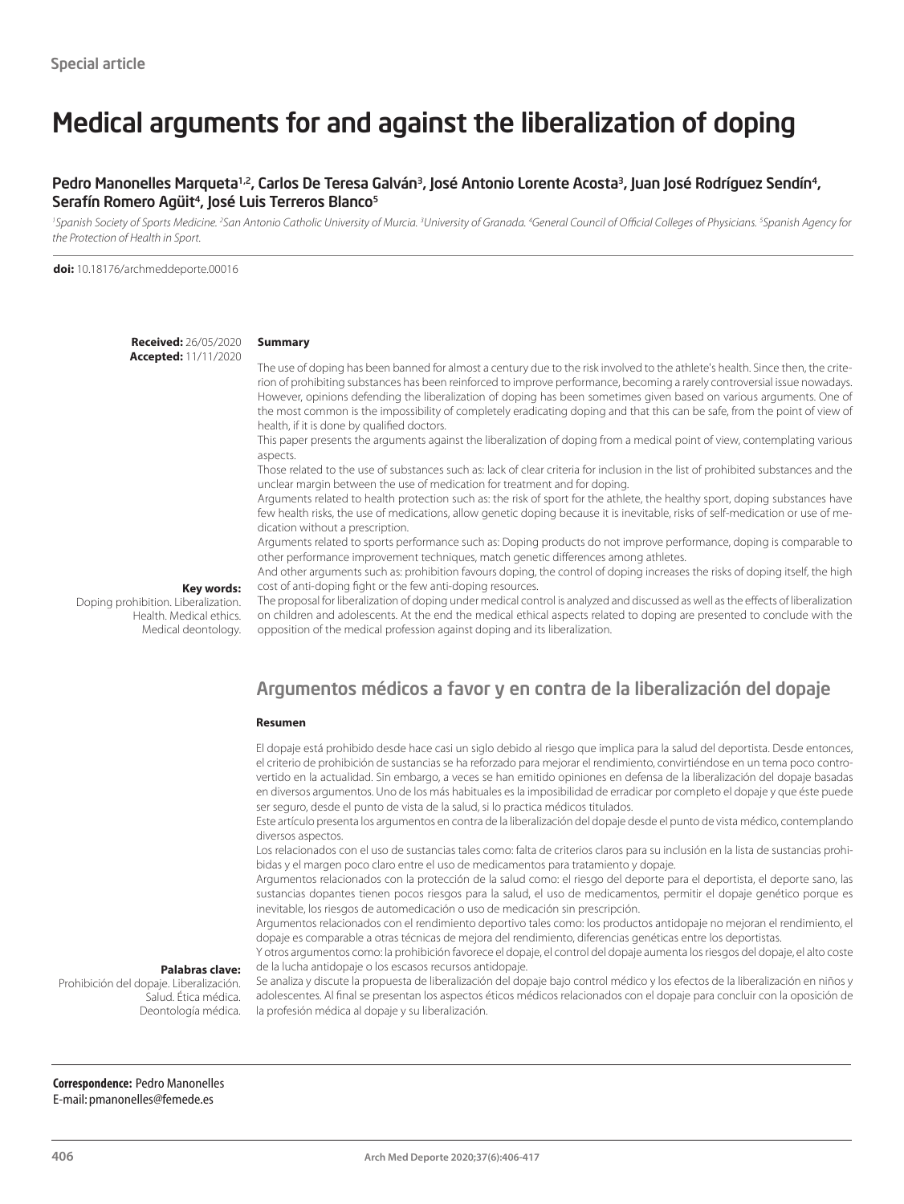Special article

# Medical arguments for and against the liberalization of doping

**Pedro Manonelles Marqueta[1,2], Carlos De Teresa Galván[3], José Antonio Lorente Acosta[3], Juan José Rodríguez Sendín[4], Serafín Romero Agüit[4], José Luis Terreros Blanco[5]**

*[1]Spanish Society of Sports Medicine. [2]San Antonio Catholic University of Murcia. [3]University of Granada. [4]General Council of Official Colleges of Physicians. [5]Spanish Agency for the Protection of Health in Sport.*

**doi:** 10.18176/archmeddeporte.00016

**Received:** 26/05/2020
**Accepted:** 11/11/2020

## Summary

The use of doping has been banned for almost a century due to the risk involved to the athlete's health. Since then, the criterion of prohibiting substances has been reinforced to improve performance, becoming a rarely controversial issue nowadays. However, opinions defending the liberalization of doping has been sometimes given based on various arguments. One of the most common is the impossibility of completely eradicating doping and that this can be safe, from the point of view of health, if it is done by qualified doctors.

This paper presents the arguments against the liberalization of doping from a medical point of view, contemplating various aspects.

Those related to the use of substances such as: lack of clear criteria for inclusion in the list of prohibited substances and the unclear margin between the use of medication for treatment and for doping.

Arguments related to health protection such as: the risk of sport for the athlete, the healthy sport, doping substances have few health risks, the use of medications, allow genetic doping because it is inevitable, risks of self-medication or use of medication without a prescription.

Arguments related to sports performance such as: Doping products do not improve performance, doping is comparable to other performance improvement techniques, match genetic differences among athletes.

And other arguments such as: prohibition favours doping, the control of doping increases the risks of doping itself, the high cost of anti-doping fight or the few anti-doping resources.

The proposal for liberalization of doping under medical control is analyzed and discussed as well as the effects of liberalization on children and adolescents. At the end the medical ethical aspects related to doping are presented to conclude with the opposition of the medical profession against doping and its liberalization.

**Key words:**
Doping prohibition. Liberalization. Health. Medical ethics. Medical deontology.

## Argumentos médicos a favor y en contra de la liberalización del dopaje

### Resumen

El dopaje está prohibido desde hace casi un siglo debido al riesgo que implica para la salud del deportista. Desde entonces, el criterio de prohibición de sustancias se ha reforzado para mejorar el rendimiento, convirtiéndose en un tema poco controvertido en la actualidad. Sin embargo, a veces se han emitido opiniones en defensa de la liberalización del dopaje basadas en diversos argumentos. Uno de los más habituales es la imposibilidad de erradicar por completo el dopaje y que éste puede ser seguro, desde el punto de vista de la salud, si lo practica médicos titulados.

Este artículo presenta los argumentos en contra de la liberalización del dopaje desde el punto de vista médico, contemplando diversos aspectos.

Los relacionados con el uso de sustancias tales como: falta de criterios claros para su inclusión en la lista de sustancias prohibidas y el margen poco claro entre el uso de medicamentos para tratamiento y dopaje.

Argumentos relacionados con la protección de la salud como: el riesgo del deporte para el deportista, el deporte sano, las sustancias dopantes tienen pocos riesgos para la salud, el uso de medicamentos, permitir el dopaje genético porque es inevitable, los riesgos de automedicación o uso de medicación sin prescripción.

Argumentos relacionados con el rendimiento deportivo tales como: los productos antidopaje no mejoran el rendimiento, el dopaje es comparable a otras técnicas de mejora del rendimiento, diferencias genéticas entre los deportistas.

Y otros argumentos como: la prohibición favorece el dopaje, el control del dopaje aumenta los riesgos del dopaje, el alto coste de la lucha antidopaje o los escasos recursos antidopaje.

Se analiza y discute la propuesta de liberalización del dopaje bajo control médico y los efectos de la liberalización en niños y adolescentes. Al final se presentan los aspectos éticos médicos relacionados con el dopaje para concluir con la oposición de la profesión médica al dopaje y su liberalización.

**Palabras clave:**
Prohibición del dopaje. Liberalización. Salud. Ética médica. Deontología médica.

**Correspondence:** Pedro Manonelles
E-mail: pmanonelles@femede.es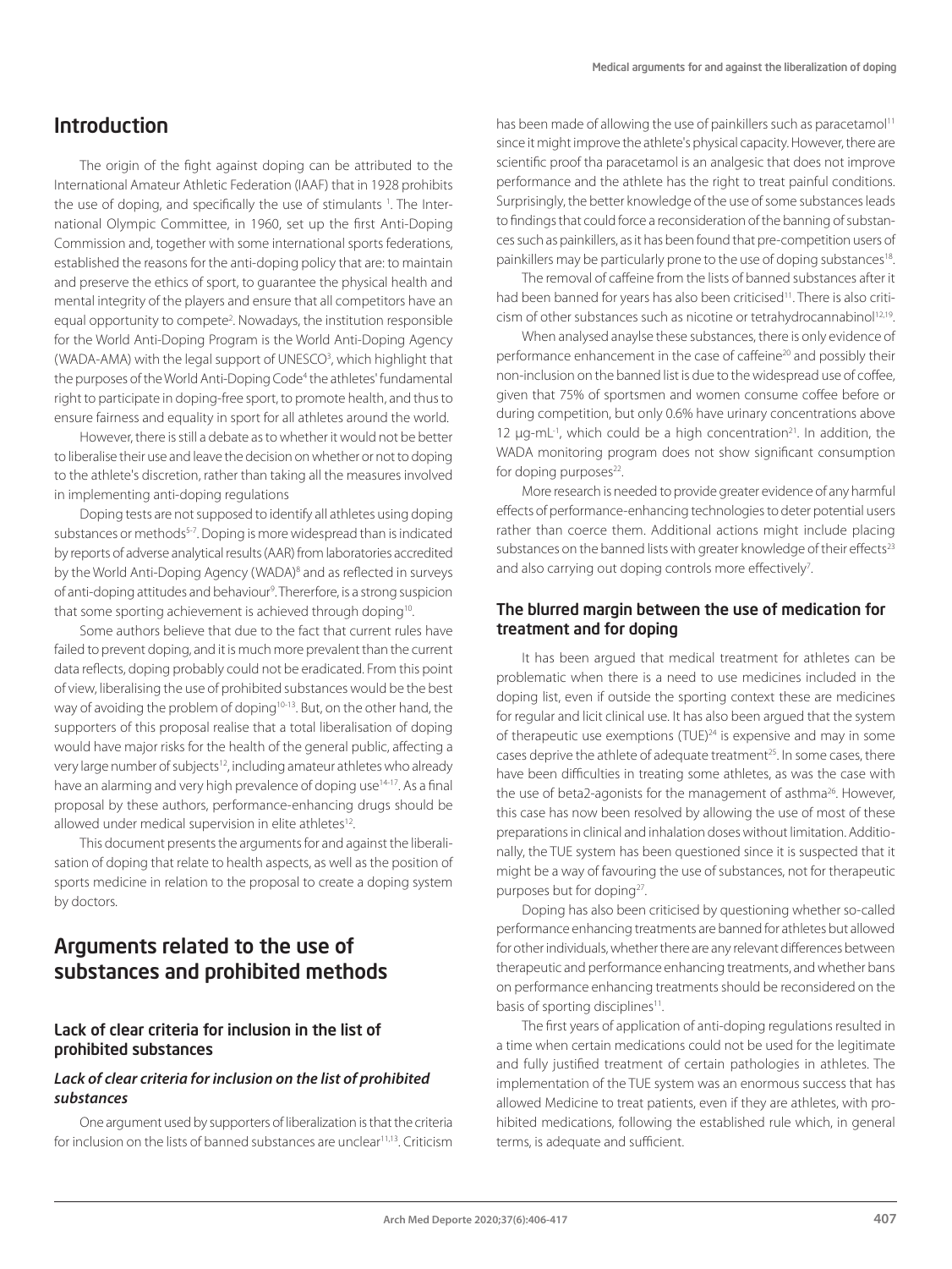## Introduction

The origin of the fight against doping can be attributed to the International Amateur Athletic Federation (IAAF) that in 1928 prohibits the use of doping, and specifically the use of stimulants [1]. The International Olympic Committee, in 1960, set up the first Anti-Doping Commission and, together with some international sports federations, established the reasons for the anti-doping policy that are: to maintain and preserve the ethics of sport, to guarantee the physical health and mental integrity of the players and ensure that all competitors have an equal opportunity to compete[2]. Nowadays, the institution responsible for the World Anti-Doping Program is the World Anti-Doping Agency (WADA-AMA) with the legal support of UNESCO[3], which highlight that the purposes of the World Anti-Doping Code[4] the athletes' fundamental right to participate in doping-free sport, to promote health, and thus to ensure fairness and equality in sport for all athletes around the world.

However, there is still a debate as to whether it would not be better to liberalise their use and leave the decision on whether or not to doping to the athlete's discretion, rather than taking all the measures involved in implementing anti-doping regulations

Doping tests are not supposed to identify all athletes using doping substances or methods[5-7]. Doping is more widespread than is indicated by reports of adverse analytical results (AAR) from laboratories accredited by the World Anti-Doping Agency (WADA)[8] and as reflected in surveys of anti-doping attitudes and behaviour[9]. Thererfore, is a strong suspicion that some sporting achievement is achieved through doping[10].

Some authors believe that due to the fact that current rules have failed to prevent doping, and it is much more prevalent than the current data reflects, doping probably could not be eradicated. From this point of view, liberalising the use of prohibited substances would be the best way of avoiding the problem of doping[10-13]. But, on the other hand, the supporters of this proposal realise that a total liberalisation of doping would have major risks for the health of the general public, affecting a very large number of subjects[12], including amateur athletes who already have an alarming and very high prevalence of doping use[14-17]. As a final proposal by these authors, performance-enhancing drugs should be allowed under medical supervision in elite athletes[12].

This document presents the arguments for and against the liberalisation of doping that relate to health aspects, as well as the position of sports medicine in relation to the proposal to create a doping system by doctors.

## Arguments related to the use of substances and prohibited methods

### Lack of clear criteria for inclusion in the list of prohibited substances

#### *Lack of clear criteria for inclusion on the list of prohibited substances*

One argument used by supporters of liberalization is that the criteria for inclusion on the lists of banned substances are unclear[11,13]. Criticism has been made of allowing the use of painkillers such as paracetamol[11] since it might improve the athlete's physical capacity. However, there are scientific proof tha paracetamol is an analgesic that does not improve performance and the athlete has the right to treat painful conditions. Surprisingly, the better knowledge of the use of some substances leads to findings that could force a reconsideration of the banning of substances such as painkillers, as it has been found that pre-competition users of painkillers may be particularly prone to the use of doping substances[18].

The removal of caffeine from the lists of banned substances after it had been banned for years has also been criticised[11]. There is also criticism of other substances such as nicotine or tetrahydrocannabinol[12,19].

When analysed anaylse these substances, there is only evidence of performance enhancement in the case of caffeine[20] and possibly their non-inclusion on the banned list is due to the widespread use of coffee, given that 75% of sportsmen and women consume coffee before or during competition, but only 0.6% have urinary concentrations above 12 µg-mL$^{-1}$, which could be a high concentration[21]. In addition, the WADA monitoring program does not show significant consumption for doping purposes[22].

More research is needed to provide greater evidence of any harmful effects of performance-enhancing technologies to deter potential users rather than coerce them. Additional actions might include placing substances on the banned lists with greater knowledge of their effects[23] and also carrying out doping controls more effectively[7].

### The blurred margin between the use of medication for treatment and for doping

It has been argued that medical treatment for athletes can be problematic when there is a need to use medicines included in the doping list, even if outside the sporting context these are medicines for regular and licit clinical use. It has also been argued that the system of therapeutic use exemptions (TUE)[24] is expensive and may in some cases deprive the athlete of adequate treatment[25]. In some cases, there have been difficulties in treating some athletes, as was the case with the use of beta2-agonists for the management of asthma[26]. However, this case has now been resolved by allowing the use of most of these preparations in clinical and inhalation doses without limitation. Additionally, the TUE system has been questioned since it is suspected that it might be a way of favouring the use of substances, not for therapeutic purposes but for doping[27].

Doping has also been criticised by questioning whether so-called performance enhancing treatments are banned for athletes but allowed for other individuals, whether there are any relevant differences between therapeutic and performance enhancing treatments, and whether bans on performance enhancing treatments should be reconsidered on the basis of sporting disciplines[11].

The first years of application of anti-doping regulations resulted in a time when certain medications could not be used for the legitimate and fully justified treatment of certain pathologies in athletes. The implementation of the TUE system was an enormous success that has allowed Medicine to treat patients, even if they are athletes, with prohibited medications, following the established rule which, in general terms, is adequate and sufficient.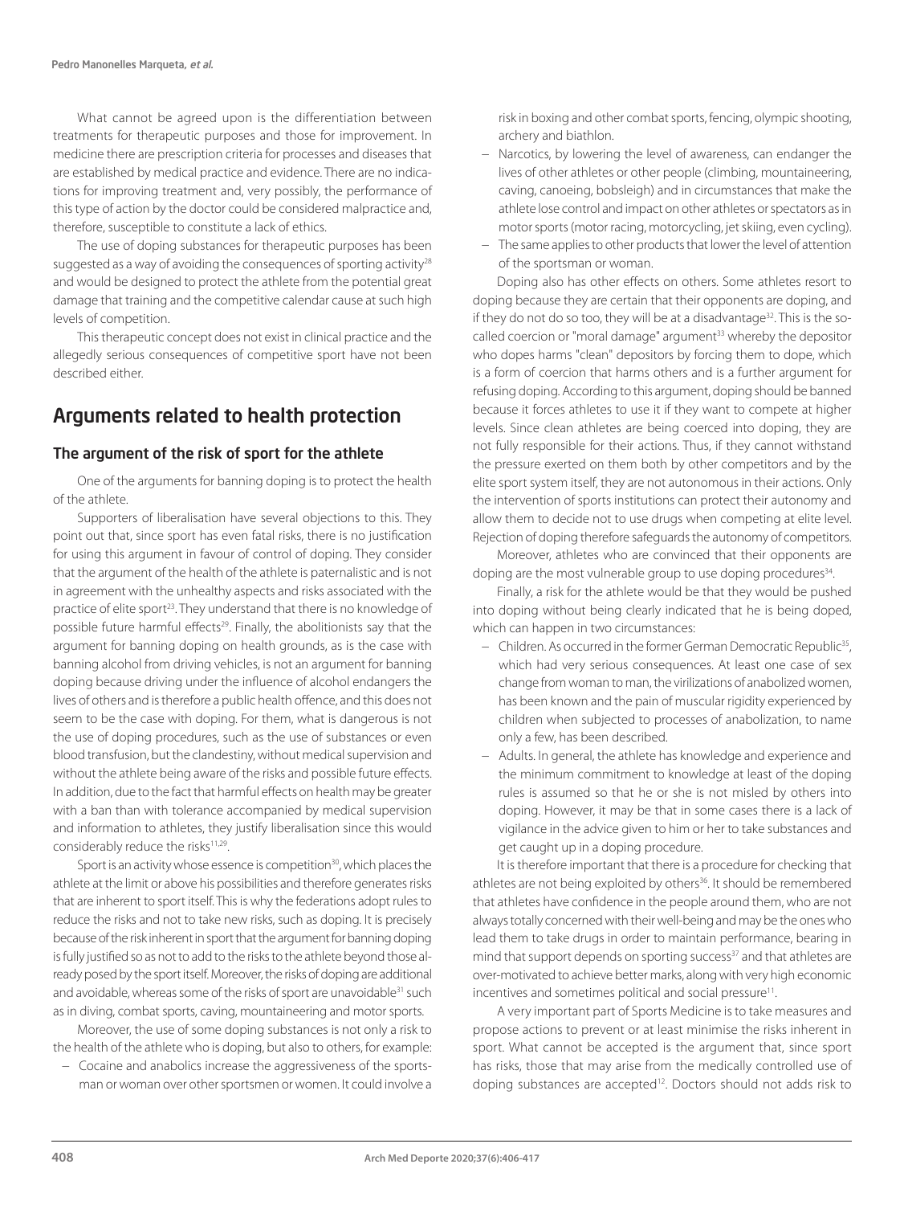What cannot be agreed upon is the differentiation between treatments for therapeutic purposes and those for improvement. In medicine there are prescription criteria for processes and diseases that are established by medical practice and evidence. There are no indications for improving treatment and, very possibly, the performance of this type of action by the doctor could be considered malpractice and, therefore, susceptible to constitute a lack of ethics.

The use of doping substances for therapeutic purposes has been suggested as a way of avoiding the consequences of sporting activity[28] and would be designed to protect the athlete from the potential great damage that training and the competitive calendar cause at such high levels of competition.

This therapeutic concept does not exist in clinical practice and the allegedly serious consequences of competitive sport have not been described either.

## Arguments related to health protection

### The argument of the risk of sport for the athlete

One of the arguments for banning doping is to protect the health of the athlete.

Supporters of liberalisation have several objections to this. They point out that, since sport has even fatal risks, there is no justification for using this argument in favour of control of doping. They consider that the argument of the health of the athlete is paternalistic and is not in agreement with the unhealthy aspects and risks associated with the practice of elite sport[23]. They understand that there is no knowledge of possible future harmful effects[29]. Finally, the abolitionists say that the argument for banning doping on health grounds, as is the case with banning alcohol from driving vehicles, is not an argument for banning doping because driving under the influence of alcohol endangers the lives of others and is therefore a public health offence, and this does not seem to be the case with doping. For them, what is dangerous is not the use of doping procedures, such as the use of substances or even blood transfusion, but the clandestiny, without medical supervision and without the athlete being aware of the risks and possible future effects. In addition, due to the fact that harmful effects on health may be greater with a ban than with tolerance accompanied by medical supervision and information to athletes, they justify liberalisation since this would considerably reduce the risks[11,29].

Sport is an activity whose essence is competition[30], which places the athlete at the limit or above his possibilities and therefore generates risks that are inherent to sport itself. This is why the federations adopt rules to reduce the risks and not to take new risks, such as doping. It is precisely because of the risk inherent in sport that the argument for banning doping is fully justified so as not to add to the risks to the athlete beyond those already posed by the sport itself. Moreover, the risks of doping are additional and avoidable, whereas some of the risks of sport are unavoidable[31] such as in diving, combat sports, caving, mountaineering and motor sports.

Moreover, the use of some doping substances is not only a risk to the health of the athlete who is doping, but also to others, for example:

- Cocaine and anabolics increase the aggressiveness of the sportsman or woman over other sportsmen or women. It could involve a risk in boxing and other combat sports, fencing, olympic shooting, archery and biathlon.
- Narcotics, by lowering the level of awareness, can endanger the lives of other athletes or other people (climbing, mountaineering, caving, canoeing, bobsleigh) and in circumstances that make the athlete lose control and impact on other athletes or spectators as in motor sports (motor racing, motorcycling, jet skiing, even cycling).
- The same applies to other products that lower the level of attention of the sportsman or woman.

Doping also has other effects on others. Some athletes resort to doping because they are certain that their opponents are doping, and if they do not do so too, they will be at a disadvantage[32]. This is the so-called coercion or "moral damage" argument[33] whereby the depositor who dopes harms "clean" depositors by forcing them to dope, which is a form of coercion that harms others and is a further argument for refusing doping. According to this argument, doping should be banned because it forces athletes to use it if they want to compete at higher levels. Since clean athletes are being coerced into doping, they are not fully responsible for their actions. Thus, if they cannot withstand the pressure exerted on them both by other competitors and by the elite sport system itself, they are not autonomous in their actions. Only the intervention of sports institutions can protect their autonomy and allow them to decide not to use drugs when competing at elite level. Rejection of doping therefore safeguards the autonomy of competitors.

Moreover, athletes who are convinced that their opponents are doping are the most vulnerable group to use doping procedures[34].

Finally, a risk for the athlete would be that they would be pushed into doping without being clearly indicated that he is being doped, which can happen in two circumstances:

- Children. As occurred in the former German Democratic Republic[35], which had very serious consequences. At least one case of sex change from woman to man, the virilizations of anabolized women, has been known and the pain of muscular rigidity experienced by children when subjected to processes of anabolization, to name only a few, has been described.
- Adults. In general, the athlete has knowledge and experience and the minimum commitment to knowledge at least of the doping rules is assumed so that he or she is not misled by others into doping. However, it may be that in some cases there is a lack of vigilance in the advice given to him or her to take substances and get caught up in a doping procedure.

It is therefore important that there is a procedure for checking that athletes are not being exploited by others[36]. It should be remembered that athletes have confidence in the people around them, who are not always totally concerned with their well-being and may be the ones who lead them to take drugs in order to maintain performance, bearing in mind that support depends on sporting success[37] and that athletes are over-motivated to achieve better marks, along with very high economic incentives and sometimes political and social pressure[11].

A very important part of Sports Medicine is to take measures and propose actions to prevent or at least minimise the risks inherent in sport. What cannot be accepted is the argument that, since sport has risks, those that may arise from the medically controlled use of doping substances are accepted[12]. Doctors should not adds risk to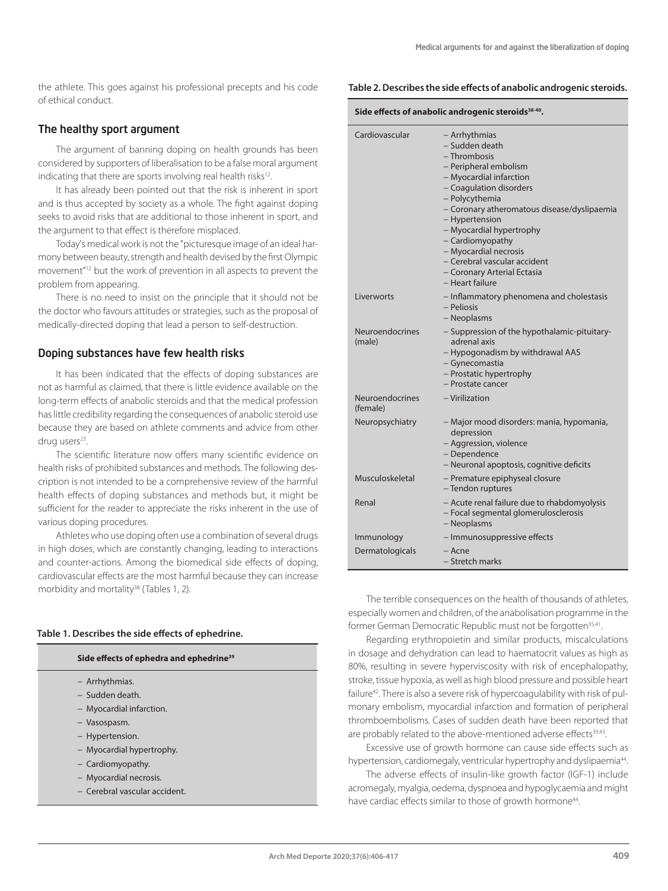the athlete. This goes against his professional precepts and his code of ethical conduct.

## The healthy sport argument

The argument of banning doping on health grounds has been considered by supporters of liberalisation to be a false moral argument indicating that there are sports involving real health risks[12].

It has already been pointed out that the risk is inherent in sport and is thus accepted by society as a whole. The fight against doping seeks to avoid risks that are additional to those inherent in sport, and the argument to that effect is therefore misplaced.

Today's medical work is not the "picturesque image of an ideal harmony between beauty, strength and health devised by the first Olympic movement"[12] but the work of prevention in all aspects to prevent the problem from appearing.

There is no need to insist on the principle that it should not be the doctor who favours attitudes or strategies, such as the proposal of medically-directed doping that lead a person to self-destruction.

## Doping substances have few health risks

It has been indicated that the effects of doping substances are not as harmful as claimed, that there is little evidence available on the long-term effects of anabolic steroids and that the medical profession has little credibility regarding the consequences of anabolic steroid use because they are based on athlete comments and advice from other drug users[23].

The scientific literature now offers many scientific evidence on health risks of prohibited substances and methods. The following description is not intended to be a comprehensive review of the harmful health effects of doping substances and methods but, it might be sufficient for the reader to appreciate the risks inherent in the use of various doping procedures.

Athletes who use doping often use a combination of several drugs in high doses, which are constantly changing, leading to interactions and counter-actions. Among the biomedical side effects of doping, cardiovascular effects are the most harmful because they can increase morbidity and mortality[38] (Tables 1, 2).

**Table 1. Describes the side effects of ephedrine.**

| **Side effects of ephedra and ephedrine[39]** |
|---|
| – Arrhythmias.<br>– Sudden death.<br>– Myocardial infarction.<br>– Vasospasm.<br>– Hypertension.<br>– Myocardial hypertrophy.<br>– Cardiomyopathy.<br>– Myocardial necrosis.<br>– Cerebral vascular accident. |

**Table 2. Describes the side effects of anabolic androgenic steroids.**

| **Side effects of anabolic androgenic steroids[38-40].** | |
|---|---|
| Cardiovascular | – Arrhythmias<br>– Sudden death<br>– Thrombosis<br>– Peripheral embolism<br>– Myocardial infarction<br>– Coagulation disorders<br>– Polycythemia<br>– Coronary atheromatous disease/dyslipaemia<br>– Hypertension<br>– Myocardial hypertrophy<br>– Cardiomyopathy<br>– Myocardial necrosis<br>– Cerebral vascular accident<br>– Coronary Arterial Ectasia<br>– Heart failure |
| Liverworts | – Inflammatory phenomena and cholestasis<br>– Peliosis<br>– Neoplasms |
| Neuroendocrines (male) | – Suppression of the hypothalamic-pituitary-adrenal axis<br>– Hypogonadism by withdrawal AAS<br>– Gynecomastia<br>– Prostatic hypertrophy<br>– Prostate cancer |
| Neuroendocrines (female) | – Virilization |
| Neuropsychiatry | – Major mood disorders: mania, hypomania, depression<br>– Aggression, violence<br>– Dependence<br>– Neuronal apoptosis, cognitive deficits |
| Musculoskeletal | – Premature epiphyseal closure<br>– Tendon ruptures |
| Renal | – Acute renal failure due to rhabdomyolysis<br>– Focal segmental glomerulosclerosis<br>– Neoplasms |
| Immunology | – Immunosuppressive effects |
| Dermatologicals | – Acne<br>– Stretch marks |

The terrible consequences on the health of thousands of athletes, especially women and children, of the anabolisation programme in the former German Democratic Republic must not be forgotten[35,41].

Regarding erythropoietin and similar products, miscalculations in dosage and dehydration can lead to haematocrit values as high as 80%, resulting in severe hyperviscosity with risk of encephalopathy, stroke, tissue hypoxia, as well as high blood pressure and possible heart failure[42]. There is also a severe risk of hypercoagulability with risk of pulmonary embolism, myocardial infarction and formation of peripheral thromboembolisms. Cases of sudden death have been reported that are probably related to the above-mentioned adverse effects[39,43].

Excessive use of growth hormone can cause side effects such as hypertension, cardiomegaly, ventricular hypertrophy and dyslipaemia[44].

The adverse effects of insulin-like growth factor (IGF-1) include acromegaly, myalgia, oedema, dyspnoea and hypoglycaemia and might have cardiac effects similar to those of growth hormone[44].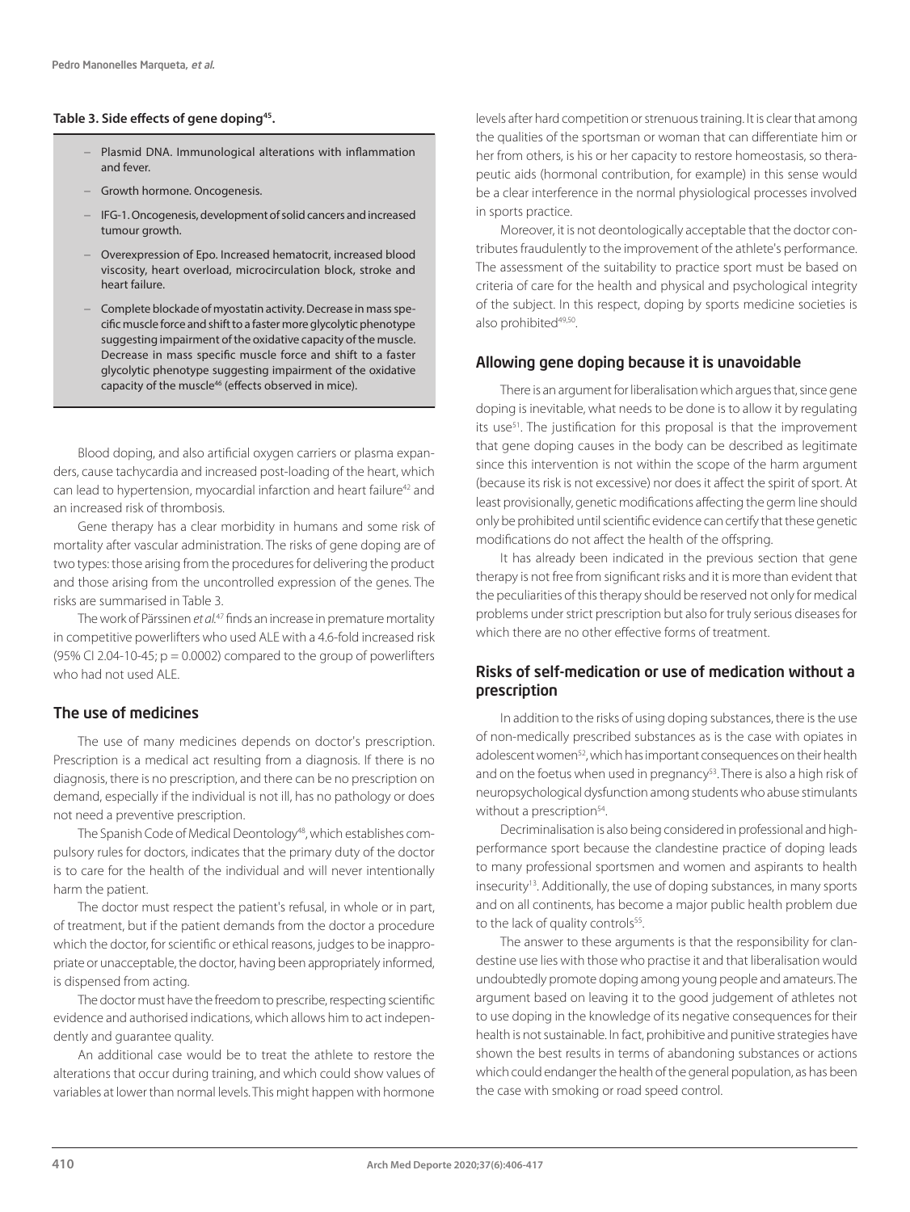**Table 3. Side effects of gene doping[45].**

- Plasmid DNA. Immunological alterations with inflammation and fever.
- Growth hormone. Oncogenesis.
- IFG-1. Oncogenesis, development of solid cancers and increased tumour growth.
- Overexpression of Epo. Increased hematocrit, increased blood viscosity, heart overload, microcirculation block, stroke and heart failure.
- Complete blockade of myostatin activity. Decrease in mass specific muscle force and shift to a faster more glycolytic phenotype suggesting impairment of the oxidative capacity of the muscle. Decrease in mass specific muscle force and shift to a faster glycolytic phenotype suggesting impairment of the oxidative capacity of the muscle[46] (effects observed in mice).

Blood doping, and also artificial oxygen carriers or plasma expanders, cause tachycardia and increased post-loading of the heart, which can lead to hypertension, myocardial infarction and heart failure[42] and an increased risk of thrombosis.

Gene therapy has a clear morbidity in humans and some risk of mortality after vascular administration. The risks of gene doping are of two types: those arising from the procedures for delivering the product and those arising from the uncontrolled expression of the genes. The risks are summarised in Table 3.

The work of Pärssinen *et al.*[47] finds an increase in premature mortality in competitive powerlifters who used ALE with a 4.6-fold increased risk (95% CI 2.04-10-45; $p = 0.0002$) compared to the group of powerlifters who had not used ALE.

## The use of medicines

The use of many medicines depends on doctor's prescription. Prescription is a medical act resulting from a diagnosis. If there is no diagnosis, there is no prescription, and there can be no prescription on demand, especially if the individual is not ill, has no pathology or does not need a preventive prescription.

The Spanish Code of Medical Deontology[48], which establishes compulsory rules for doctors, indicates that the primary duty of the doctor is to care for the health of the individual and will never intentionally harm the patient.

The doctor must respect the patient's refusal, in whole or in part, of treatment, but if the patient demands from the doctor a procedure which the doctor, for scientific or ethical reasons, judges to be inappropriate or unacceptable, the doctor, having been appropriately informed, is dispensed from acting.

The doctor must have the freedom to prescribe, respecting scientific evidence and authorised indications, which allows him to act independently and guarantee quality.

An additional case would be to treat the athlete to restore the alterations that occur during training, and which could show values of variables at lower than normal levels. This might happen with hormone levels after hard competition or strenuous training. It is clear that among the qualities of the sportsman or woman that can differentiate him or her from others, is his or her capacity to restore homeostasis, so therapeutic aids (hormonal contribution, for example) in this sense would be a clear interference in the normal physiological processes involved in sports practice.

Moreover, it is not deontologically acceptable that the doctor contributes fraudulently to the improvement of the athlete's performance. The assessment of the suitability to practice sport must be based on criteria of care for the health and physical and psychological integrity of the subject. In this respect, doping by sports medicine societies is also prohibited[49,50].

## Allowing gene doping because it is unavoidable

There is an argument for liberalisation which argues that, since gene doping is inevitable, what needs to be done is to allow it by regulating its use[51]. The justification for this proposal is that the improvement that gene doping causes in the body can be described as legitimate since this intervention is not within the scope of the harm argument (because its risk is not excessive) nor does it affect the spirit of sport. At least provisionally, genetic modifications affecting the germ line should only be prohibited until scientific evidence can certify that these genetic modifications do not affect the health of the offspring.

It has already been indicated in the previous section that gene therapy is not free from significant risks and it is more than evident that the peculiarities of this therapy should be reserved not only for medical problems under strict prescription but also for truly serious diseases for which there are no other effective forms of treatment.

## Risks of self-medication or use of medication without a prescription

In addition to the risks of using doping substances, there is the use of non-medically prescribed substances as is the case with opiates in adolescent women[52], which has important consequences on their health and on the foetus when used in pregnancy[53]. There is also a high risk of neuropsychological dysfunction among students who abuse stimulants without a prescription[54].

Decriminalisation is also being considered in professional and high-performance sport because the clandestine practice of doping leads to many professional sportsmen and women and aspirants to health insecurity[13]. Additionally, the use of doping substances, in many sports and on all continents, has become a major public health problem due to the lack of quality controls[55].

The answer to these arguments is that the responsibility for clandestine use lies with those who practise it and that liberalisation would undoubtedly promote doping among young people and amateurs. The argument based on leaving it to the good judgement of athletes not to use doping in the knowledge of its negative consequences for their health is not sustainable. In fact, prohibitive and punitive strategies have shown the best results in terms of abandoning substances or actions which could endanger the health of the general population, as has been the case with smoking or road speed control.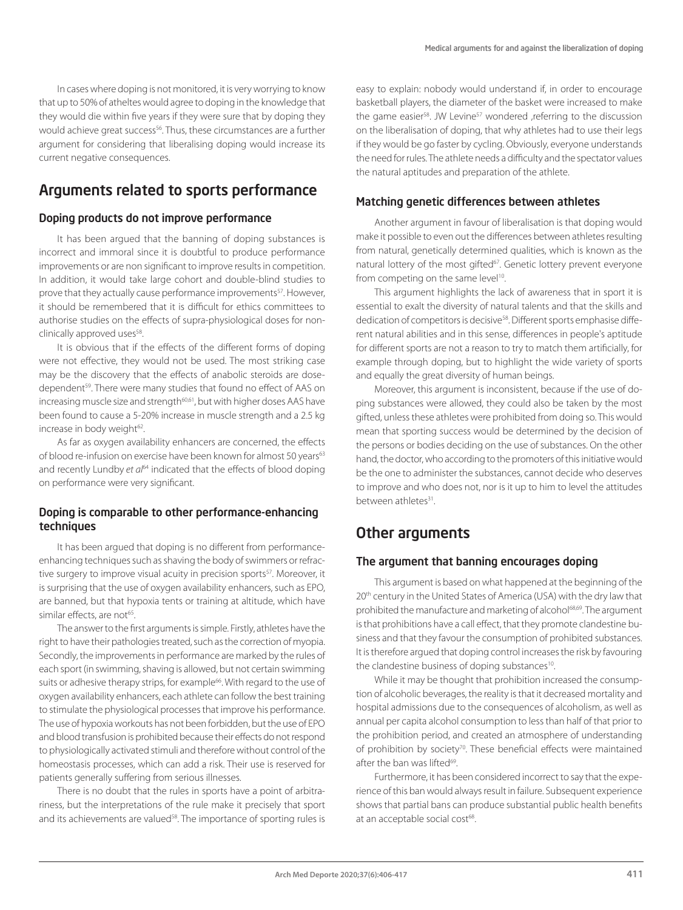In cases where doping is not monitored, it is very worrying to know that up to 50% of atheltes would agree to doping in the knowledge that they would die within five years if they were sure that by doping they would achieve great success[56]. Thus, these circumstances are a further argument for considering that liberalising doping would increase its current negative consequences.

## Arguments related to sports performance

### Doping products do not improve performance

It has been argued that the banning of doping substances is incorrect and immoral since it is doubtful to produce performance improvements or are non significant to improve results in competition. In addition, it would take large cohort and double-blind studies to prove that they actually cause performance improvements[57]. However, it should be remembered that it is difficult for ethics committees to authorise studies on the effects of supra-physiological doses for non-clinically approved uses[58].

It is obvious that if the effects of the different forms of doping were not effective, they would not be used. The most striking case may be the discovery that the effects of anabolic steroids are dose-dependent[59]. There were many studies that found no effect of AAS on increasing muscle size and strength[60,61], but with higher doses AAS have been found to cause a 5-20% increase in muscle strength and a 2.5 kg increase in body weight[62].

As far as oxygen availability enhancers are concerned, the effects of blood re-infusion on exercise have been known for almost 50 years[63] and recently Lundby *et al*[64] indicated that the effects of blood doping on performance were very significant.

### Doping is comparable to other performance-enhancing techniques

It has been argued that doping is no different from performance-enhancing techniques such as shaving the body of swimmers or refractive surgery to improve visual acuity in precision sports[57]. Moreover, it is surprising that the use of oxygen availability enhancers, such as EPO, are banned, but that hypoxia tents or training at altitude, which have similar effects, are not[65].

The answer to the first arguments is simple. Firstly, athletes have the right to have their pathologies treated, such as the correction of myopia. Secondly, the improvements in performance are marked by the rules of each sport (in swimming, shaving is allowed, but not certain swimming suits or adhesive therapy strips, for example[66]. With regard to the use of oxygen availability enhancers, each athlete can follow the best training to stimulate the physiological processes that improve his performance. The use of hypoxia workouts has not been forbidden, but the use of EPO and blood transfusion is prohibited because their effects do not respond to physiologically activated stimuli and therefore without control of the homeostasis processes, which can add a risk. Their use is reserved for patients generally suffering from serious illnesses.

There is no doubt that the rules in sports have a point of arbitrariness, but the interpretations of the rule make it precisely that sport and its achievements are valued[58]. The importance of sporting rules is easy to explain: nobody would understand if, in order to encourage basketball players, the diameter of the basket were increased to make the game easier[58]. JW Levine[57] wondered ,referring to the discussion on the liberalisation of doping, that why athletes had to use their legs if they would be go faster by cycling. Obviously, everyone understands the need for rules. The athlete needs a difficulty and the spectator values the natural aptitudes and preparation of the athlete.

### Matching genetic differences between athletes

Another argument in favour of liberalisation is that doping would make it possible to even out the differences between athletes resulting from natural, genetically determined qualities, which is known as the natural lottery of the most gifted[67]. Genetic lottery prevent everyone from competing on the same level[10].

This argument highlights the lack of awareness that in sport it is essential to exalt the diversity of natural talents and that the skills and dedication of competitors is decisive[58]. Different sports emphasise different natural abilities and in this sense, differences in people's aptitude for different sports are not a reason to try to match them artificially, for example through doping, but to highlight the wide variety of sports and equally the great diversity of human beings.

Moreover, this argument is inconsistent, because if the use of doping substances were allowed, they could also be taken by the most gifted, unless these athletes were prohibited from doing so. This would mean that sporting success would be determined by the decision of the persons or bodies deciding on the use of substances. On the other hand, the doctor, who according to the promoters of this initiative would be the one to administer the substances, cannot decide who deserves to improve and who does not, nor is it up to him to level the attitudes between athletes[31].

## Other arguments

### The argument that banning encourages doping

This argument is based on what happened at the beginning of the 20th century in the United States of America (USA) with the dry law that prohibited the manufacture and marketing of alcohol[68,69]. The argument is that prohibitions have a call effect, that they promote clandestine business and that they favour the consumption of prohibited substances. It is therefore argued that doping control increases the risk by favouring the clandestine business of doping substances[10].

While it may be thought that prohibition increased the consumption of alcoholic beverages, the reality is that it decreased mortality and hospital admissions due to the consequences of alcoholism, as well as annual per capita alcohol consumption to less than half of that prior to the prohibition period, and created an atmosphere of understanding of prohibition by society[70]. These beneficial effects were maintained after the ban was lifted[69].

Furthermore, it has been considered incorrect to say that the experience of this ban would always result in failure. Subsequent experience shows that partial bans can produce substantial public health benefits at an acceptable social cost[68].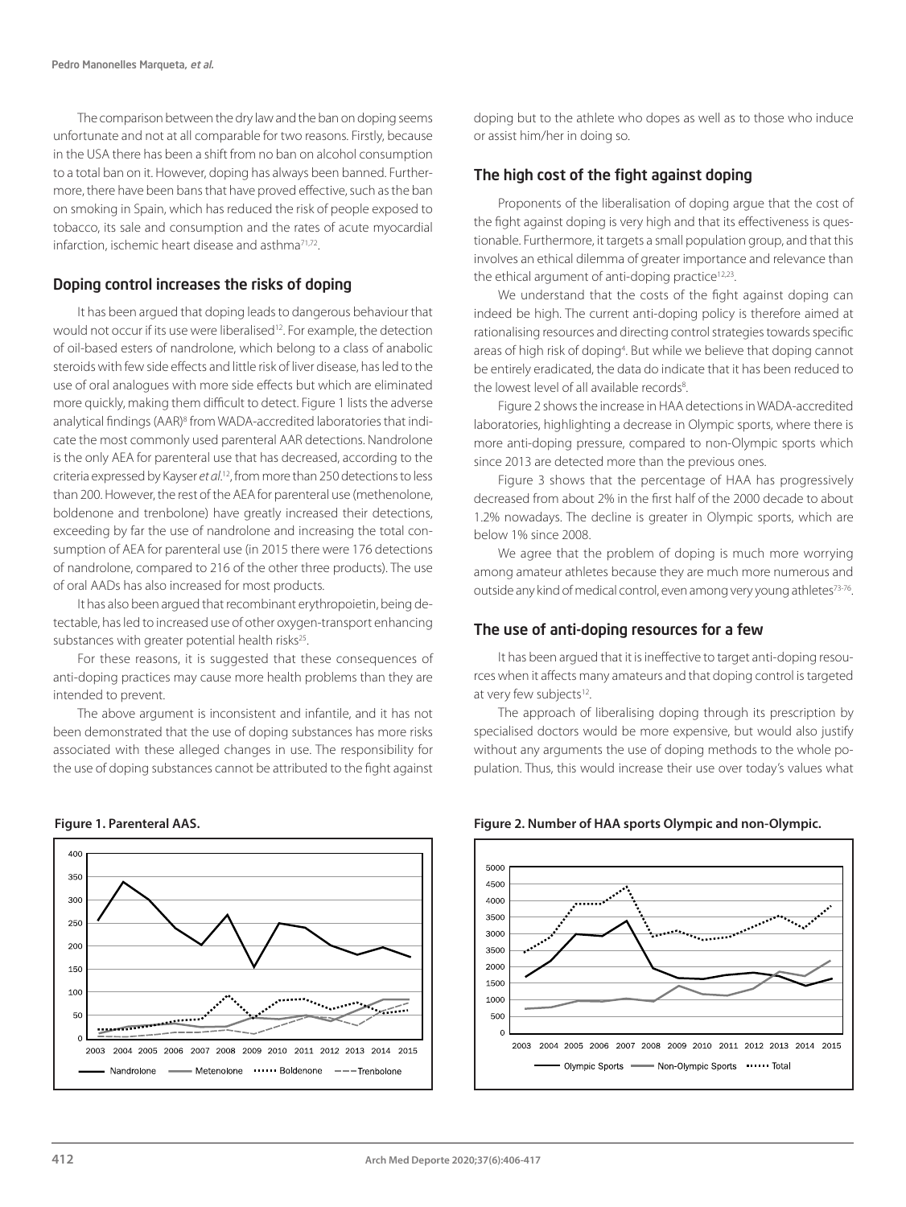The comparison between the dry law and the ban on doping seems unfortunate and not at all comparable for two reasons. Firstly, because in the USA there has been a shift from no ban on alcohol consumption to a total ban on it. However, doping has always been banned. Furthermore, there have been bans that have proved effective, such as the ban on smoking in Spain, which has reduced the risk of people exposed to tobacco, its sale and consumption and the rates of acute myocardial infarction, ischemic heart disease and asthma[71,72].

## Doping control increases the risks of doping

It has been argued that doping leads to dangerous behaviour that would not occur if its use were liberalised[12]. For example, the detection of oil-based esters of nandrolone, which belong to a class of anabolic steroids with few side effects and little risk of liver disease, has led to the use of oral analogues with more side effects but which are eliminated more quickly, making them difficult to detect. Figure 1 lists the adverse analytical findings (AAR)[8] from WADA-accredited laboratories that indicate the most commonly used parenteral AAR detections. Nandrolone is the only AEA for parenteral use that has decreased, according to the criteria expressed by Kayser *et al.*[12], from more than 250 detections to less than 200. However, the rest of the AEA for parenteral use (methenolone, boldenone and trenbolone) have greatly increased their detections, exceeding by far the use of nandrolone and increasing the total consumption of AEA for parenteral use (in 2015 there were 176 detections of nandrolone, compared to 216 of the other three products). The use of oral AADs has also increased for most products.

It has also been argued that recombinant erythropoietin, being detectable, has led to increased use of other oxygen-transport enhancing substances with greater potential health risks[25].

For these reasons, it is suggested that these consequences of anti-doping practices may cause more health problems than they are intended to prevent.

The above argument is inconsistent and infantile, and it has not been demonstrated that the use of doping substances has more risks associated with these alleged changes in use. The responsibility for the use of doping substances cannot be attributed to the fight against doping but to the athlete who dopes as well as to those who induce or assist him/her in doing so.

**Figure 1. Parenteral AAS.**

## The high cost of the fight against doping

Proponents of the liberalisation of doping argue that the cost of the fight against doping is very high and that its effectiveness is questionable. Furthermore, it targets a small population group, and that this involves an ethical dilemma of greater importance and relevance than the ethical argument of anti-doping practice[12,23].

We understand that the costs of the fight against doping can indeed be high. The current anti-doping policy is therefore aimed at rationalising resources and directing control strategies towards specific areas of high risk of doping[4]. But while we believe that doping cannot be entirely eradicated, the data do indicate that it has been reduced to the lowest level of all available records[8].

Figure 2 shows the increase in HAA detections in WADA-accredited laboratories, highlighting a decrease in Olympic sports, where there is more anti-doping pressure, compared to non-Olympic sports which since 2013 are detected more than the previous ones.

Figure 3 shows that the percentage of HAA has progressively decreased from about 2% in the first half of the 2000 decade to about 1.2% nowadays. The decline is greater in Olympic sports, which are below 1% since 2008.

We agree that the problem of doping is much more worrying among amateur athletes because they are much more numerous and outside any kind of medical control, even among very young athletes[73-76].

## The use of anti-doping resources for a few

It has been argued that it is ineffective to target anti-doping resources when it affects many amateurs and that doping control is targeted at very few subjects[12].

The approach of liberalising doping through its prescription by specialised doctors would be more expensive, but would also justify without any arguments the use of doping methods to the whole population. Thus, this would increase their use over today's values what

**Figure 2. Number of HAA sports Olympic and non-Olympic.**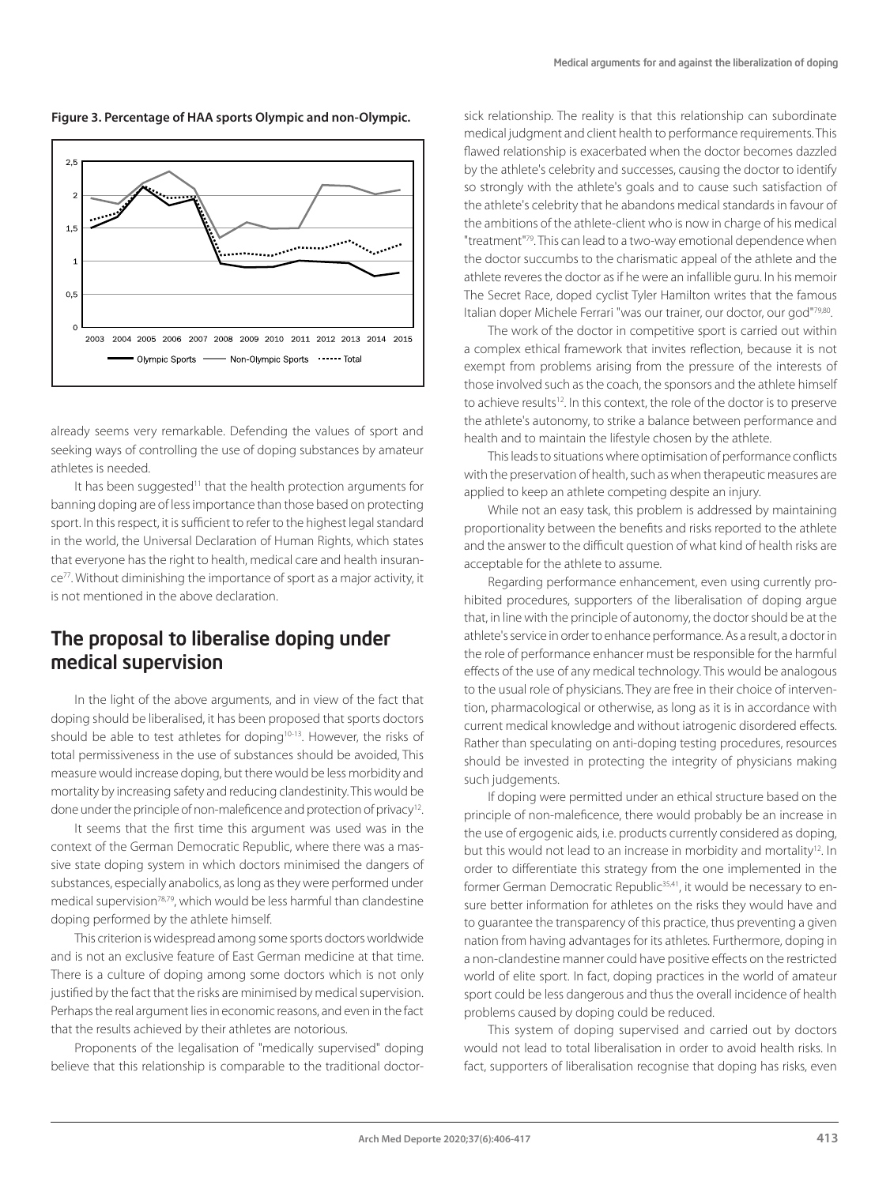**Figure 3. Percentage of HAA sports Olympic and non-Olympic.**

already seems very remarkable. Defending the values of sport and seeking ways of controlling the use of doping substances by amateur athletes is needed.

It has been suggested[11] that the health protection arguments for banning doping are of less importance than those based on protecting sport. In this respect, it is sufficient to refer to the highest legal standard in the world, the Universal Declaration of Human Rights, which states that everyone has the right to health, medical care and health insurance[77]. Without diminishing the importance of sport as a major activity, it is not mentioned in the above declaration.

## The proposal to liberalise doping under medical supervision

In the light of the above arguments, and in view of the fact that doping should be liberalised, it has been proposed that sports doctors should be able to test athletes for doping[10-13]. However, the risks of total permissiveness in the use of substances should be avoided, This measure would increase doping, but there would be less morbidity and mortality by increasing safety and reducing clandestinity. This would be done under the principle of non-maleficence and protection of privacy[12].

It seems that the first time this argument was used was in the context of the German Democratic Republic, where there was a massive state doping system in which doctors minimised the dangers of substances, especially anabolics, as long as they were performed under medical supervision[78,79], which would be less harmful than clandestine doping performed by the athlete himself.

This criterion is widespread among some sports doctors worldwide and is not an exclusive feature of East German medicine at that time. There is a culture of doping among some doctors which is not only justified by the fact that the risks are minimised by medical supervision. Perhaps the real argument lies in economic reasons, and even in the fact that the results achieved by their athletes are notorious.

Proponents of the legalisation of "medically supervised" doping believe that this relationship is comparable to the traditional doctor-sick relationship. The reality is that this relationship can subordinate medical judgment and client health to performance requirements. This flawed relationship is exacerbated when the doctor becomes dazzled by the athlete's celebrity and successes, causing the doctor to identify so strongly with the athlete's goals and to cause such satisfaction of the athlete's celebrity that he abandons medical standards in favour of the ambitions of the athlete-client who is now in charge of his medical "treatment"[79]. This can lead to a two-way emotional dependence when the doctor succumbs to the charismatic appeal of the athlete and the athlete reveres the doctor as if he were an infallible guru. In his memoir The Secret Race, doped cyclist Tyler Hamilton writes that the famous Italian doper Michele Ferrari "was our trainer, our doctor, our god"[79,80].

The work of the doctor in competitive sport is carried out within a complex ethical framework that invites reflection, because it is not exempt from problems arising from the pressure of the interests of those involved such as the coach, the sponsors and the athlete himself to achieve results[12]. In this context, the role of the doctor is to preserve the athlete's autonomy, to strike a balance between performance and health and to maintain the lifestyle chosen by the athlete.

This leads to situations where optimisation of performance conflicts with the preservation of health, such as when therapeutic measures are applied to keep an athlete competing despite an injury.

While not an easy task, this problem is addressed by maintaining proportionality between the benefits and risks reported to the athlete and the answer to the difficult question of what kind of health risks are acceptable for the athlete to assume.

Regarding performance enhancement, even using currently prohibited procedures, supporters of the liberalisation of doping argue that, in line with the principle of autonomy, the doctor should be at the athlete's service in order to enhance performance. As a result, a doctor in the role of performance enhancer must be responsible for the harmful effects of the use of any medical technology. This would be analogous to the usual role of physicians. They are free in their choice of intervention, pharmacological or otherwise, as long as it is in accordance with current medical knowledge and without iatrogenic disordered effects. Rather than speculating on anti-doping testing procedures, resources should be invested in protecting the integrity of physicians making such judgements.

If doping were permitted under an ethical structure based on the principle of non-maleficence, there would probably be an increase in the use of ergogenic aids, i.e. products currently considered as doping, but this would not lead to an increase in morbidity and mortality[12]. In order to differentiate this strategy from the one implemented in the former German Democratic Republic[35,41], it would be necessary to ensure better information for athletes on the risks they would have and to guarantee the transparency of this practice, thus preventing a given nation from having advantages for its athletes. Furthermore, doping in a non-clandestine manner could have positive effects on the restricted world of elite sport. In fact, doping practices in the world of amateur sport could be less dangerous and thus the overall incidence of health problems caused by doping could be reduced.

This system of doping supervised and carried out by doctors would not lead to total liberalisation in order to avoid health risks. In fact, supporters of liberalisation recognise that doping has risks, even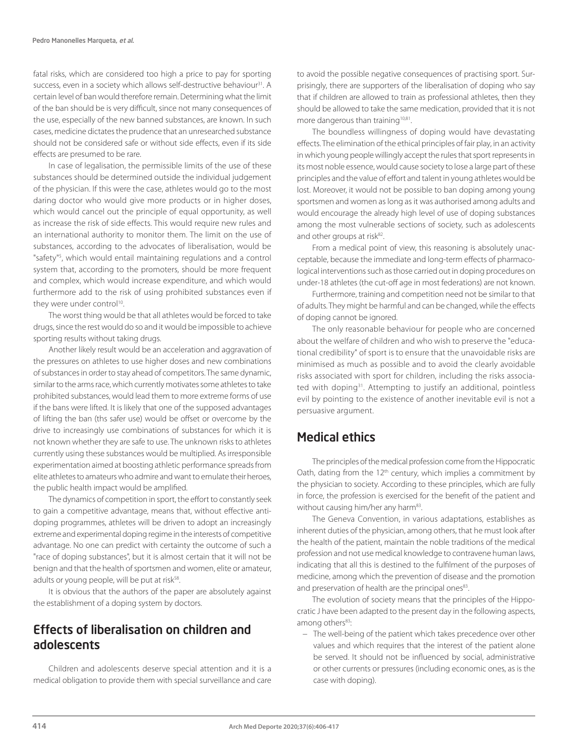fatal risks, which are considered too high a price to pay for sporting success, even in a society which allows self-destructive behaviour[31]. A certain level of ban would therefore remain. Determining what the limit of the ban should be is very difficult, since not many consequences of the use, especially of the new banned substances, are known. In such cases, medicine dictates the prudence that an unresearched substance should not be considered safe or without side effects, even if its side effects are presumed to be rare.

In case of legalisation, the permissible limits of the use of these substances should be determined outside the individual judgement of the physician. If this were the case, athletes would go to the most daring doctor who would give more products or in higher doses, which would cancel out the principle of equal opportunity, as well as increase the risk of side effects. This would require new rules and an international authority to monitor them. The limit on the use of substances, according to the advocates of liberalisation, would be "safety"[5], which would entail maintaining regulations and a control system that, according to the promoters, should be more frequent and complex, which would increase expenditure, and which would furthermore add to the risk of using prohibited substances even if they were under control[10].

The worst thing would be that all athletes would be forced to take drugs, since the rest would do so and it would be impossible to achieve sporting results without taking drugs.

Another likely result would be an acceleration and aggravation of the pressures on athletes to use higher doses and new combinations of substances in order to stay ahead of competitors. The same dynamic, similar to the arms race, which currently motivates some athletes to take prohibited substances, would lead them to more extreme forms of use if the bans were lifted. It is likely that one of the supposed advantages of lifting the ban (ths safer use) would be offset or overcome by the drive to increasingly use combinations of substances for which it is not known whether they are safe to use. The unknown risks to athletes currently using these substances would be multiplied. As irresponsible experimentation aimed at boosting athletic performance spreads from elite athletes to amateurs who admire and want to emulate their heroes, the public health impact would be amplified.

The dynamics of competition in sport, the effort to constantly seek to gain a competitive advantage, means that, without effective anti-doping programmes, athletes will be driven to adopt an increasingly extreme and experimental doping regime in the interests of competitive advantage. No one can predict with certainty the outcome of such a "race of doping substances", but it is almost certain that it will not be benign and that the health of sportsmen and women, elite or amateur, adults or young people, will be put at risk[58].

It is obvious that the authors of the paper are absolutely against the establishment of a doping system by doctors.

## Effects of liberalisation on children and adolescents

Children and adolescents deserve special attention and it is a medical obligation to provide them with special surveillance and care to avoid the possible negative consequences of practising sport. Surprisingly, there are supporters of the liberalisation of doping who say that if children are allowed to train as professional athletes, then they should be allowed to take the same medication, provided that it is not more dangerous than training[10,81].

The boundless willingness of doping would have devastating effects. The elimination of the ethical principles of fair play, in an activity in which young people willingly accept the rules that sport represents in its most noble essence, would cause society to lose a large part of these principles and the value of effort and talent in young athletes would be lost. Moreover, it would not be possible to ban doping among young sportsmen and women as long as it was authorised among adults and would encourage the already high level of use of doping substances among the most vulnerable sections of society, such as adolescents and other groups at risk[82].

From a medical point of view, this reasoning is absolutely unacceptable, because the immediate and long-term effects of pharmacological interventions such as those carried out in doping procedures on under-18 athletes (the cut-off age in most federations) are not known.

Furthermore, training and competition need not be similar to that of adults. They might be harmful and can be changed, while the effects of doping cannot be ignored.

The only reasonable behaviour for people who are concerned about the welfare of children and who wish to preserve the "educational credibility" of sport is to ensure that the unavoidable risks are minimised as much as possible and to avoid the clearly avoidable risks associated with sport for children, including the risks associated with doping[31]. Attempting to justify an additional, pointless evil by pointing to the existence of another inevitable evil is not a persuasive argument.

## Medical ethics

The principles of the medical profession come from the Hippocratic Oath, dating from the 12th century, which implies a commitment by the physician to society. According to these principles, which are fully in force, the profession is exercised for the benefit of the patient and without causing him/her any harm[83].

The Geneva Convention, in various adaptations, establishes as inherent duties of the physician, among others, that he must look after the health of the patient, maintain the noble traditions of the medical profession and not use medical knowledge to contravene human laws, indicating that all this is destined to the fulfilment of the purposes of medicine, among which the prevention of disease and the promotion and preservation of health are the principal ones[83].

The evolution of society means that the principles of the Hippocratic J have been adapted to the present day in the following aspects, among others[83]:

- The well-being of the patient which takes precedence over other values and which requires that the interest of the patient alone be served. It should not be influenced by social, administrative or other currents or pressures (including economic ones, as is the case with doping).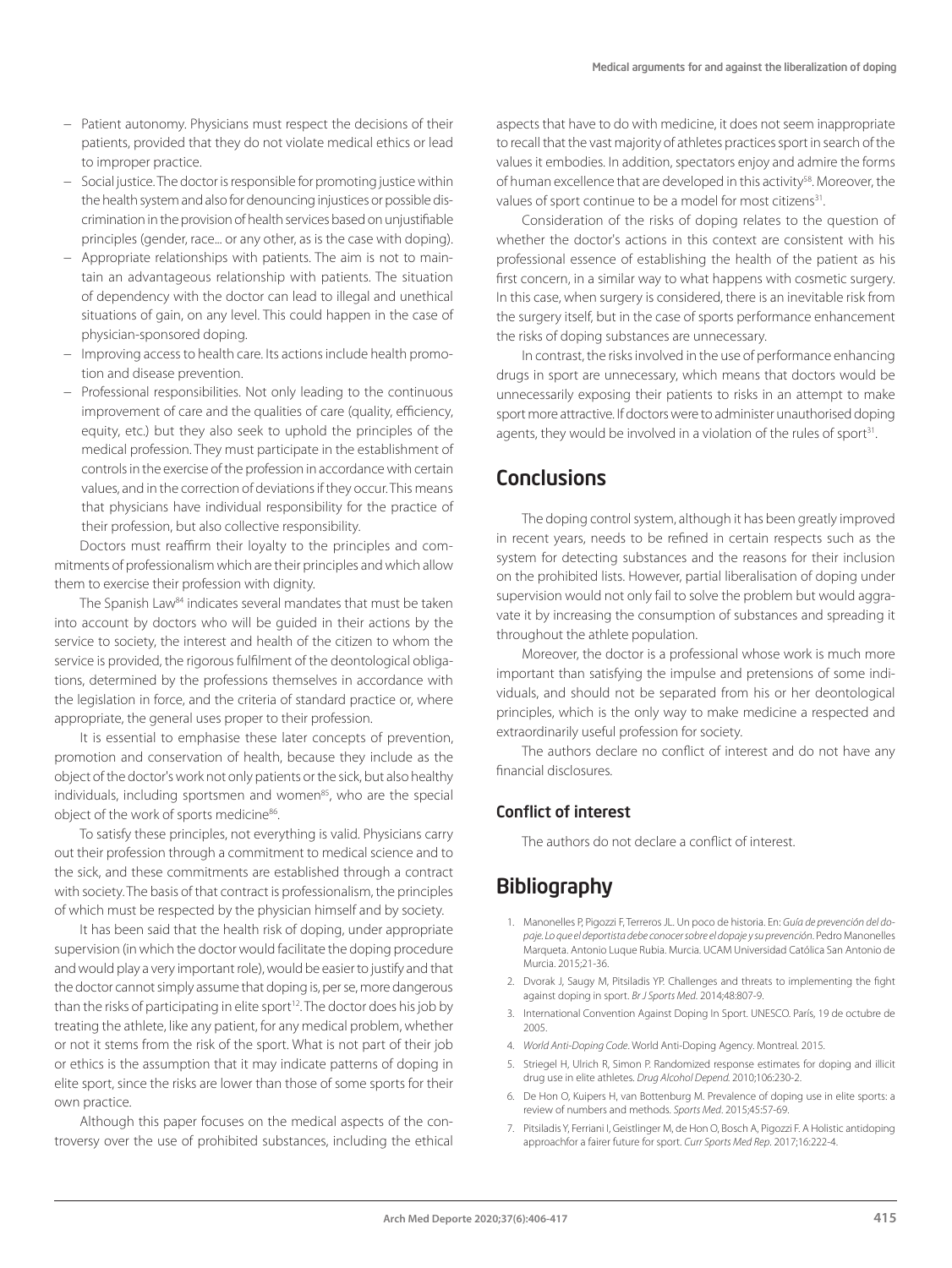- Patient autonomy. Physicians must respect the decisions of their patients, provided that they do not violate medical ethics or lead to improper practice.
- Social justice. The doctor is responsible for promoting justice within the health system and also for denouncing injustices or possible discrimination in the provision of health services based on unjustifiable principles (gender, race... or any other, as is the case with doping).
- Appropriate relationships with patients. The aim is not to maintain an advantageous relationship with patients. The situation of dependency with the doctor can lead to illegal and unethical situations of gain, on any level. This could happen in the case of physician-sponsored doping.
- Improving access to health care. Its actions include health promotion and disease prevention.
- Professional responsibilities. Not only leading to the continuous improvement of care and the qualities of care (quality, efficiency, equity, etc.) but they also seek to uphold the principles of the medical profession. They must participate in the establishment of controls in the exercise of the profession in accordance with certain values, and in the correction of deviations if they occur. This means that physicians have individual responsibility for the practice of their profession, but also collective responsibility.

Doctors must reaffirm their loyalty to the principles and commitments of professionalism which are their principles and which allow them to exercise their profession with dignity.

The Spanish Law[84] indicates several mandates that must be taken into account by doctors who will be guided in their actions by the service to society, the interest and health of the citizen to whom the service is provided, the rigorous fulfilment of the deontological obligations, determined by the professions themselves in accordance with the legislation in force, and the criteria of standard practice or, where appropriate, the general uses proper to their profession.

It is essential to emphasise these later concepts of prevention, promotion and conservation of health, because they include as the object of the doctor's work not only patients or the sick, but also healthy individuals, including sportsmen and women[85], who are the special object of the work of sports medicine[86].

To satisfy these principles, not everything is valid. Physicians carry out their profession through a commitment to medical science and to the sick, and these commitments are established through a contract with society. The basis of that contract is professionalism, the principles of which must be respected by the physician himself and by society.

It has been said that the health risk of doping, under appropriate supervision (in which the doctor would facilitate the doping procedure and would play a very important role), would be easier to justify and that the doctor cannot simply assume that doping is, per se, more dangerous than the risks of participating in elite sport[12]. The doctor does his job by treating the athlete, like any patient, for any medical problem, whether or not it stems from the risk of the sport. What is not part of their job or ethics is the assumption that it may indicate patterns of doping in elite sport, since the risks are lower than those of some sports for their own practice.

Although this paper focuses on the medical aspects of the controversy over the use of prohibited substances, including the ethical aspects that have to do with medicine, it does not seem inappropriate to recall that the vast majority of athletes practices sport in search of the values it embodies. In addition, spectators enjoy and admire the forms of human excellence that are developed in this activity[58]. Moreover, the values of sport continue to be a model for most citizens[31].

Consideration of the risks of doping relates to the question of whether the doctor's actions in this context are consistent with his professional essence of establishing the health of the patient as his first concern, in a similar way to what happens with cosmetic surgery. In this case, when surgery is considered, there is an inevitable risk from the surgery itself, but in the case of sports performance enhancement the risks of doping substances are unnecessary.

In contrast, the risks involved in the use of performance enhancing drugs in sport are unnecessary, which means that doctors would be unnecessarily exposing their patients to risks in an attempt to make sport more attractive. If doctors were to administer unauthorised doping agents, they would be involved in a violation of the rules of sport[31].

## Conclusions

The doping control system, although it has been greatly improved in recent years, needs to be refined in certain respects such as the system for detecting substances and the reasons for their inclusion on the prohibited lists. However, partial liberalisation of doping under supervision would not only fail to solve the problem but would aggravate it by increasing the consumption of substances and spreading it throughout the athlete population.

Moreover, the doctor is a professional whose work is much more important than satisfying the impulse and pretensions of some individuals, and should not be separated from his or her deontological principles, which is the only way to make medicine a respected and extraordinarily useful profession for society.

The authors declare no conflict of interest and do not have any financial disclosures.

### Conflict of interest

The authors do not declare a conflict of interest.

## Bibliography

1. Manonelles P, Pigozzi F, Terreros JL. Un poco de historia. En: *Guía de prevención del dopaje. Lo que el deportista debe conocer sobre el dopaje y su prevención*. Pedro Manonelles Marqueta. Antonio Luque Rubia. Murcia. UCAM Universidad Católica San Antonio de Murcia. 2015;21-36.
2. Dvorak J, Saugy M, Pitsiladis YP. Challenges and threats to implementing the fight against doping in sport. *Br J Sports Med*. 2014;48:807-9.
3. International Convention Against Doping In Sport. UNESCO. París, 19 de octubre de 2005.
4. *World Anti-Doping Code*. World Anti-Doping Agency. Montreal. 2015.
5. Striegel H, Ulrich R, Simon P. Randomized response estimates for doping and illicit drug use in elite athletes. *Drug Alcohol Depend.* 2010;106:230-2.
6. De Hon O, Kuipers H, van Bottenburg M. Prevalence of doping use in elite sports: a review of numbers and methods. *Sports Med*. 2015;45:57-69.
7. Pitsiladis Y, Ferriani I, Geistlinger M, de Hon O, Bosch A, Pigozzi F. A Holistic antidoping approachfor a fairer future for sport. *Curr Sports Med Rep*. 2017;16:222-4.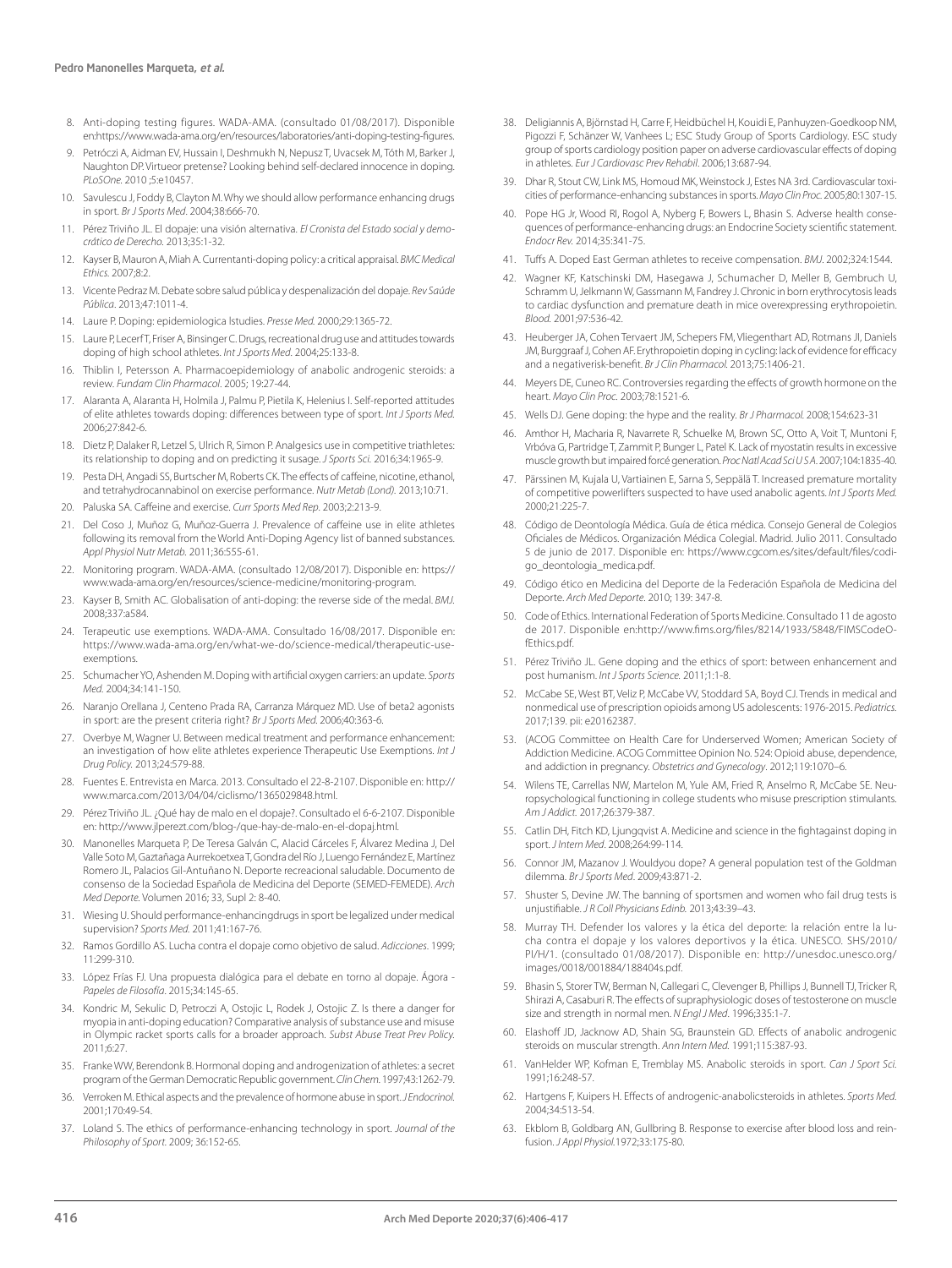8. Anti-doping testing figures. WADA-AMA. (consultado 01/08/2017). Disponible en:https://www.wada-ama.org/en/resources/laboratories/anti-doping-testing-figures.
9. Petróczi A, Aidman EV, Hussain I, Deshmukh N, Nepusz T, Uvacsek M, Tóth M, Barker J, Naughton DP. Virtueor pretense? Looking behind self-declared innocence in doping. *PLoSOne*. 2010 ;5:e10457.
10. Savulescu J, Foddy B, Clayton M. Why we should allow performance enhancing drugs in sport. *Br J Sports Med*. 2004;38:666-70.
11. Pérez Triviño JL. El dopaje: una visión alternativa. *El Cronista del Estado social y democrático de Derecho*. 2013;35:1-32.
12. Kayser B, Mauron A, Miah A. Currentanti-doping policy: a critical appraisal. *BMC Medical Ethics*. 2007;8:2.
13. Vicente Pedraz M. Debate sobre salud pública y despenalización del dopaje. *Rev Saúde Pública*. 2013;47:1011-4.
14. Laure P. Doping: epidemiologica lstudies. *Presse Med.* 2000;29:1365-72.
15. Laure P, Lecerf T, Friser A, Binsinger C. Drugs, recreational drug use and attitudes towards doping of high school athletes. *Int J Sports Med*. 2004;25:133-8.
16. Thiblin I, Petersson A. Pharmacoepidemiology of anabolic androgenic steroids: a review. *Fundam Clin Pharmacol*. 2005; 19:27-44.
17. Alaranta A, Alaranta H, Holmila J, Palmu P, Pietila K, Helenius I. Self-reported attitudes of elite athletes towards doping: differences between type of sport. *Int J Sports Med*. 2006;27:842-6.
18. Dietz P, Dalaker R, Letzel S, Ulrich R, Simon P. Analgesics use in competitive triathletes: its relationship to doping and on predicting it susage. *J Sports Sci.* 2016;34:1965-9.
19. Pesta DH, Angadi SS, Burtscher M, Roberts CK. The effects of caffeine, nicotine, ethanol, and tetrahydrocannabinol on exercise performance. *Nutr Metab (Lond)*. 2013;10:71.
20. Paluska SA. Caffeine and exercise. *Curr Sports Med Rep*. 2003;2:213-9.
21. Del Coso J, Muñoz G, Muñoz-Guerra J. Prevalence of caffeine use in elite athletes following its removal from the World Anti-Doping Agency list of banned substances. *Appl Physiol Nutr Metab*. 2011;36:555-61.
22. Monitoring program. WADA-AMA. (consultado 12/08/2017). Disponible en: https://www.wada-ama.org/en/resources/science-medicine/monitoring-program.
23. Kayser B, Smith AC. Globalisation of anti-doping: the reverse side of the medal. *BMJ*. 2008;337:a584.
24. Terapeutic use exemptions. WADA-AMA. Consultado 16/08/2017. Disponible en: https://www.wada-ama.org/en/what-we-do/science-medical/therapeutic-use-exemptions.
25. Schumacher YO, Ashenden M. Doping with artificial oxygen carriers: an update. *Sports Med*. 2004;34:141-150.
26. Naranjo Orellana J, Centeno Prada RA, Carranza Márquez MD. Use of beta2 agonists in sport: are the present criteria right? *Br J Sports Med*. 2006;40:363-6.
27. Overbye M, Wagner U. Between medical treatment and performance enhancement: an investigation of how elite athletes experience Therapeutic Use Exemptions. *Int J Drug Policy*. 2013;24:579-88.
28. Fuentes E. Entrevista en Marca. 2013. Consultado el 22-8-2107. Disponible en: http://www.marca.com/2013/04/04/ciclismo/1365029848.html.
29. Pérez Triviño JL. ¿Qué hay de malo en el dopaje?. Consultado el 6-6-2107. Disponible en: http://www.jlperezt.com/blog-/que-hay-de-malo-en-el-dopaj.html.
30. Manonelles Marqueta P, De Teresa Galván C, Alacid Cárceles F, Álvarez Medina J, Del Valle Soto M, Gaztañaga Aurrekoetxea T, Gondra del Río J, Luengo Fernández E, Martínez Romero JL, Palacios Gil-Antuñano N. Deporte recreacional saludable. Documento de consenso de la Sociedad Española de Medicina del Deporte (SEMED-FEMEDE). *Arch Med Deporte*. Volumen 2016; 33, Supl 2: 8-40.
31. Wiesing U. Should performance-enhancingdrugs in sport be legalized under medical supervision? *Sports Med.* 2011;41:167-76.
32. Ramos Gordillo AS. Lucha contra el dopaje como objetivo de salud. *Adicciones*. 1999; 11:299-310.
33. López Frías FJ. Una propuesta dialógica para el debate en torno al dopaje. *Ágora - Papeles de Filosofía*. 2015;34:145-65.
34. Kondric M, Sekulic D, Petroczi A, Ostojic L, Rodek J, Ostojic Z. Is there a danger for myopia in anti-doping education? Comparative analysis of substance use and misuse in Olympic racket sports calls for a broader approach. *Subst Abuse Treat Prev Policy*. 2011;6:27.
35. Franke WW, Berendonk B. Hormonal doping and androgenization of athletes: a secret program of the German Democratic Republic government. *Clin Chem*. 1997;43:1262-79.
36. Verroken M. Ethical aspects and the prevalence of hormone abuse in sport. *J Endocrinol*. 2001;170:49-54.
37. Loland S. The ethics of performance-enhancing technology in sport. *Journal of the Philosophy of Sport*. 2009; 36:152-65.
38. Deligiannis A, Björnstad H, Carre F, Heidbüchel H, Kouidi E, Panhuyzen-Goedkoop NM, Pigozzi F, Schänzer W, Vanhees L; ESC Study Group of Sports Cardiology. ESC study group of sports cardiology position paper on adverse cardiovascular effects of doping in athletes. *Eur J Cardiovasc Prev Rehabil*. 2006;13:687-94.
39. Dhar R, Stout CW, Link MS, Homoud MK, Weinstock J, Estes NA 3rd. Cardiovascular toxicities of performance-enhancing substances in sports. *Mayo Clin Proc.* 2005;80:1307-15.
40. Pope HG Jr, Wood RI, Rogol A, Nyberg F, Bowers L, Bhasin S. Adverse health consequences of performance-enhancing drugs: an Endocrine Society scientific statement. *Endocr Rev.* 2014;35:341-75.
41. Tuffs A. Doped East German athletes to receive compensation. *BMJ*. 2002;324:1544.
42. Wagner KF, Katschinski DM, Hasegawa J, Schumacher D, Meller B, Gembruch U, Schramm U, Jelkmann W, Gassmann M, Fandrey J. Chronic in born erythrocytosis leads to cardiac dysfunction and premature death in mice overexpressing erythropoietin. *Blood.* 2001;97:536-42.
43. Heuberger JA, Cohen Tervaert JM, Schepers FM, Vliegenthart AD, Rotmans JI, Daniels JM, Burggraaf J, Cohen AF. Erythropoietin doping in cycling: lack of evidence for efficacy and a negativerisk-benefit. *Br J Clin Pharmacol.* 2013;75:1406-21.
44. Meyers DE, Cuneo RC. Controversies regarding the effects of growth hormone on the heart. *Mayo Clin Proc*. 2003;78:1521-6.
45. Wells DJ. Gene doping: the hype and the reality. *Br J Pharmacol.* 2008;154:623-31
46. Amthor H, Macharia R, Navarrete R, Schuelke M, Brown SC, Otto A, Voit T, Muntoni F, Vrbóva G, Partridge T, Zammit P, Bunger L, Patel K. Lack of myostatin results in excessive muscle growth but impaired forcé generation. *Proc Natl Acad Sci U S A*. 2007;104:1835-40.
47. Pärssinen M, Kujala U, Vartiainen E, Sarna S, Seppälä T. Increased premature mortality of competitive powerlifters suspected to have used anabolic agents. *Int J Sports Med.* 2000;21:225-7.
48. Código de Deontología Médica. Guía de ética médica. Consejo General de Colegios Oficiales de Médicos. Organización Médica Colegial. Madrid. Julio 2011. Consultado 5 de junio de 2017. Disponible en: https://www.cgcom.es/sites/default/files/codigo_deontologia_medica.pdf.
49. Código ético en Medicina del Deporte de la Federación Española de Medicina del Deporte. *Arch Med Deporte*. 2010; 139: 347-8.
50. Code of Ethics. International Federation of Sports Medicine. Consultado 11 de agosto de 2017. Disponible en:http://www.fims.org/files/8214/1933/5848/FIMSCodeOfEthics.pdf.
51. Pérez Triviño JL. Gene doping and the ethics of sport: between enhancement and post humanism. *Int J Sports Science.* 2011;1:1-8.
52. McCabe SE, West BT, Veliz P, McCabe VV, Stoddard SA, Boyd CJ. Trends in medical and nonmedical use of prescription opioids among US adolescents: 1976-2015. *Pediatrics*. 2017;139. pii: e20162387.
53. (ACOG Committee on Health Care for Underserved Women; American Society of Addiction Medicine. ACOG Committee Opinion No. 524: Opioid abuse, dependence, and addiction in pregnancy. *Obstetrics and Gynecology*. 2012;119:1070–6.
54. Wilens TE, Carrellas NW, Martelon M, Yule AM, Fried R, Anselmo R, McCabe SE. Neuropsychological functioning in college students who misuse prescription stimulants. *Am J Addict.* 2017;26:379-387.
55. Catlin DH, Fitch KD, Ljungqvist A. Medicine and science in the fightagainst doping in sport. *J Intern Med*. 2008;264:99-114.
56. Connor JM, Mazanov J. Wouldyou dope? A general population test of the Goldman dilemma. *Br J Sports Med*. 2009;43:871-2.
57. Shuster S, Devine JW. The banning of sportsmen and women who fail drug tests is unjustifiable. *J R Coll Physicians Edinb.* 2013;43:39–43.
58. Murray TH. Defender los valores y la ética del deporte: la relación entre la lucha contra el dopaje y los valores deportivos y la ética. UNESCO. SHS/2010/PI/H/1. (consultado 01/08/2017). Disponible en: http://unesdoc.unesco.org/images/0018/001884/188404s.pdf.
59. Bhasin S, Storer TW, Berman N, Callegari C, Clevenger B, Phillips J, Bunnell TJ, Tricker R, Shirazi A, Casaburi R. The effects of supraphysiologic doses of testosterone on muscle size and strength in normal men. *N Engl J Med*. 1996;335:1-7.
60. Elashoff JD, Jacknow AD, Shain SG, Braunstein GD. Effects of anabolic androgenic steroids on muscular strength. *Ann Intern Med.* 1991;115:387-93.
61. VanHelder WP, Kofman E, Tremblay MS. Anabolic steroids in sport. *Can J Sport Sci*. 1991;16:248-57.
62. Hartgens F, Kuipers H. Effects of androgenic-anabolicsteroids in athletes. *Sports Med.* 2004;34:513-54.
63. Ekblom B, Goldbarg AN, Gullbring B. Response to exercise after blood loss and reinfusion. *J Appl Physiol.*1972;33:175-80.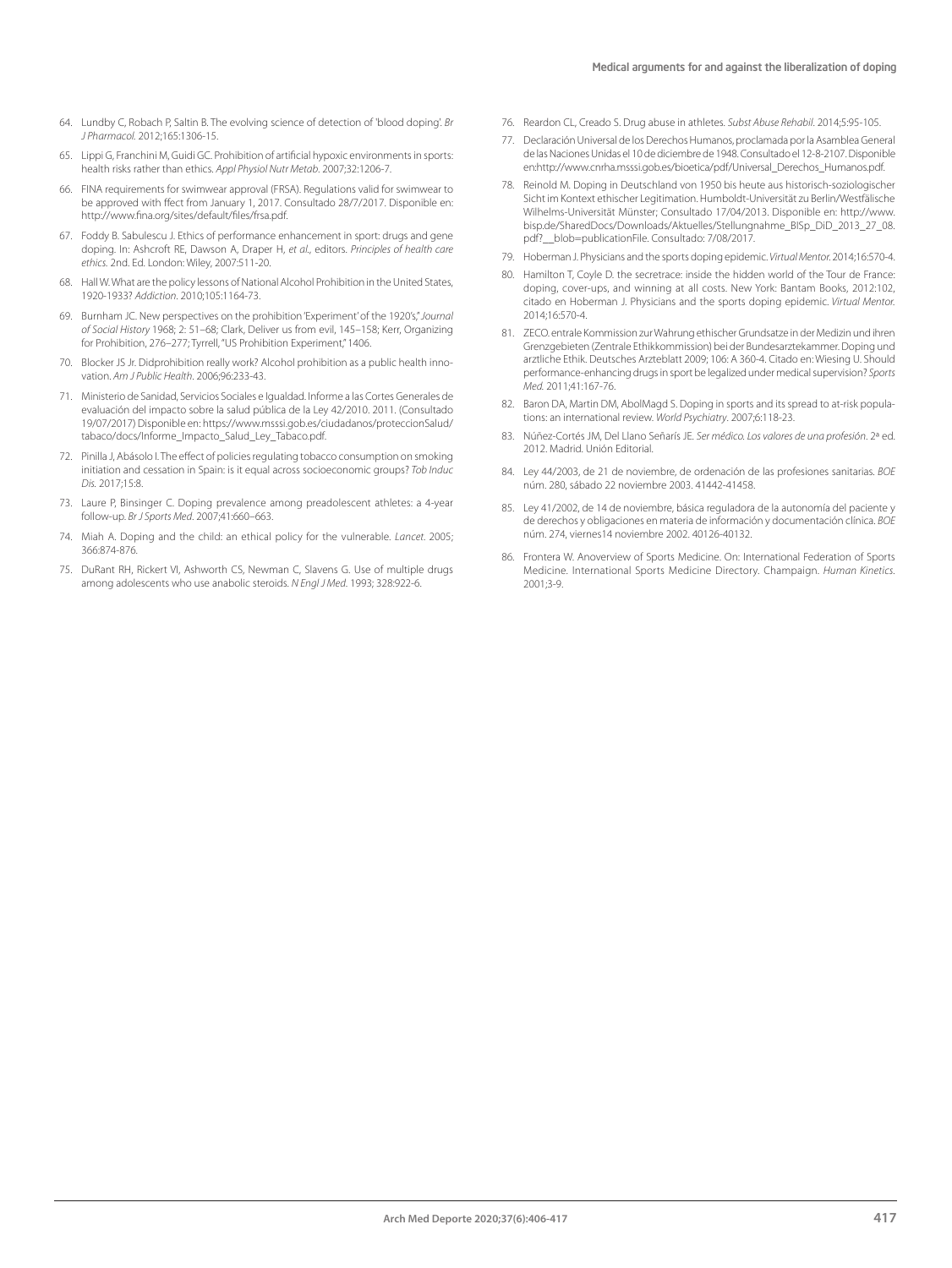64. Lundby C, Robach P, Saltin B. The evolving science of detection of 'blood doping'. *Br J Pharmacol.* 2012;165:1306-15.

65. Lippi G, Franchini M, Guidi GC. Prohibition of artificial hypoxic environments in sports: health risks rather than ethics. *Appl Physiol Nutr Metab*. 2007;32:1206-7.

66. FINA requirements for swimwear approval (FRSA). Regulations valid for swimwear to be approved with ffect from January 1, 2017. Consultado 28/7/2017. Disponible en: http://www.fina.org/sites/default/files/frsa.pdf.

67. Foddy B. Sabulescu J. Ethics of performance enhancement in sport: drugs and gene doping. In: Ashcroft RE, Dawson A, Draper H, *et al.,* editors. *Principles of health care ethics.* 2nd. Ed. London: Wiley, 2007:511-20.

68. Hall W. What are the policy lessons of National Alcohol Prohibition in the United States, 1920-1933? *Addiction*. 2010;105:1164-73.

69. Burnham JC. New perspectives on the prohibition 'Experiment' of the 1920's," *Journal of Social History* 1968; 2: 51–68; Clark, Deliver us from evil, 145–158; Kerr, Organizing for Prohibition, 276–277; Tyrrell, "US Prohibition Experiment," 1406.

70. Blocker JS Jr. Didprohibition really work? Alcohol prohibition as a public health innovation. *Am J Public Health*. 2006;96:233-43.

71. Ministerio de Sanidad, Servicios Sociales e Igualdad. Informe a las Cortes Generales de evaluación del impacto sobre la salud pública de la Ley 42/2010. 2011. (Consultado 19/07/2017) Disponible en: https://www.msssi.gob.es/ciudadanos/proteccionSalud/tabaco/docs/Informe_Impacto_Salud_Ley_Tabaco.pdf.

72. Pinilla J, Abásolo I. The effect of policies regulating tobacco consumption on smoking initiation and cessation in Spain: is it equal across socioeconomic groups? *Tob Induc Dis.* 2017;15:8.

73. Laure P, Binsinger C. Doping prevalence among preadolescent athletes: a 4-year follow-up. *Br J Sports Med*. 2007;41:660–663.

74. Miah A. Doping and the child: an ethical policy for the vulnerable. *Lancet*. 2005; 366:874-876.

75. DuRant RH, Rickert VI, Ashworth CS, Newman C, Slavens G. Use of multiple drugs among adolescents who use anabolic steroids. *N Engl J Med*. 1993; 328:922-6.

76. Reardon CL, Creado S. Drug abuse in athletes. *Subst Abuse Rehabil*. 2014;5:95-105.

77. Declaración Universal de los Derechos Humanos, proclamada por la Asamblea General de las Naciones Unidas el 10 de diciembre de 1948. Consultado el 12-8-2107. Disponible en:http://www.cnrha.msssi.gob.es/bioetica/pdf/Universal_Derechos_Humanos.pdf.

78. Reinold M. Doping in Deutschland von 1950 bis heute aus historisch-soziologischer Sicht im Kontext ethischer Legitimation. Humboldt-Universität zu Berlin/Westfälische Wilhelms-Universität Münster; Consultado 17/04/2013. Disponible en: http://www.bisp.de/SharedDocs/Downloads/Aktuelles/Stellungnahme_BISp_DiD_2013_27_08.pdf?__blob=publicationFile. Consultado: 7/08/2017.

79. Hoberman J. Physicians and the sports doping epidemic. *Virtual Mentor.* 2014;16:570-4.

80. Hamilton T, Coyle D. the secretrace: inside the hidden world of the Tour de France: doping, cover-ups, and winning at all costs. New York: Bantam Books, 2012:102, citado en Hoberman J. Physicians and the sports doping epidemic. *Virtual Mentor.* 2014;16:570-4.

81. ZECO. entrale Kommission zur Wahrung ethischer Grundsatze in der Medizin und ihren Grenzgebieten (Zentrale Ethikkommission) bei der Bundesarztekammer. Doping und arztliche Ethik. Deutsches Arzteblatt 2009; 106: A 360-4. Citado en: Wiesing U. Should performance-enhancing drugs in sport be legalized under medical supervision? *Sports Med.* 2011;41:167-76.

82. Baron DA, Martin DM, AbolMagd S. Doping in sports and its spread to at-risk populations: an international review. *World Psychiatry*. 2007;6:118-23.

83. Núñez-Cortés JM, Del Llano Señarís JE. *Ser médico. Los valores de una profesión*. 2ª ed. 2012. Madrid. Unión Editorial.

84. Ley 44/2003, de 21 de noviembre, de ordenación de las profesiones sanitarias. *BOE* núm. 280, sábado 22 noviembre 2003. 41442-41458.

85. Ley 41/2002, de 14 de noviembre, básica reguladora de la autonomía del paciente y de derechos y obligaciones en materia de información y documentación clínica. *BOE* núm. 274, viernes14 noviembre 2002. 40126-40132.

86. Frontera W. Anoverview of Sports Medicine. On: International Federation of Sports Medicine. International Sports Medicine Directory. Champaign. *Human Kinetics*. 2001;3-9.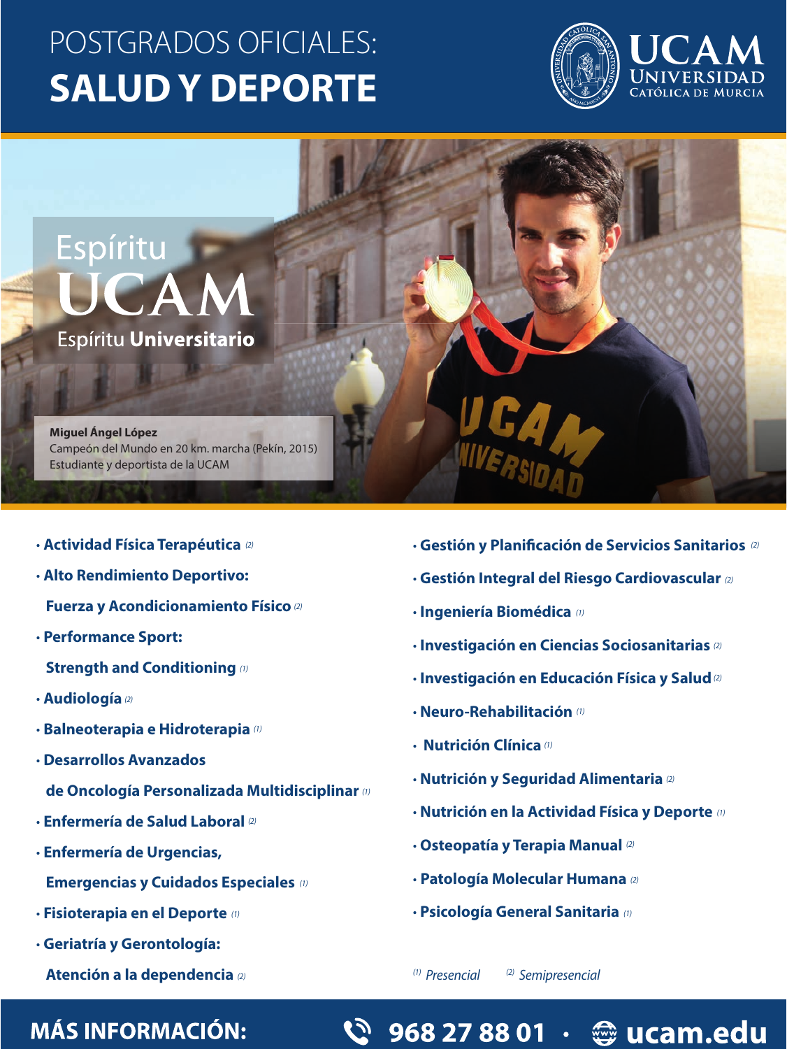# POSTGRADOS OFICIALES: **SALUD Y DEPORTE**

UCAM UNIVERSIDAD CATÓLICA DE MURCIA

Espíritu UCAM

Espíritu **Universitario**

**Miguel Ángel López**
Campeón del Mundo en 20 km. marcha (Pekín, 2015)
Estudiante y deportista de la UCAM

- **Actividad Física Terapéutica** *(2)*
- **Alto Rendimiento Deportivo: Fuerza y Acondicionamiento Físico** *(2)*
- **Performance Sport: Strength and Conditioning** *(1)*
- **Audiología** *(2)*
- **Balneoterapia e Hidroterapia** *(1)*
- **Desarrollos Avanzados de Oncología Personalizada Multidisciplinar** *(1)*
- **Enfermería de Salud Laboral** *(2)*
- **Enfermería de Urgencias, Emergencias y Cuidados Especiales** *(1)*
- **Fisioterapia en el Deporte** *(1)*
- **Geriatría y Gerontología: Atención a la dependencia** *(2)*
- **Gestión y Planificación de Servicios Sanitarios** *(2)*
- **Gestión Integral del Riesgo Cardiovascular** *(2)*
- **Ingeniería Biomédica** *(1)*
- **Investigación en Ciencias Sociosanitarias** *(2)*
- **Investigación en Educación Física y Salud** *(2)*
- **Neuro-Rehabilitación** *(1)*
- **Nutrición Clínica** *(1)*
- **Nutrición y Seguridad Alimentaria** *(2)*
- **Nutrición en la Actividad Física y Deporte** *(1)*
- **Osteopatía y Terapia Manual** *(2)*
- **Patología Molecular Humana** *(2)*
- **Psicología General Sanitaria** *(1)*

*(1) Presencial* *(2) Semipresencial*

**MÁS INFORMACIÓN: 968 27 88 01 · ucam.edu**